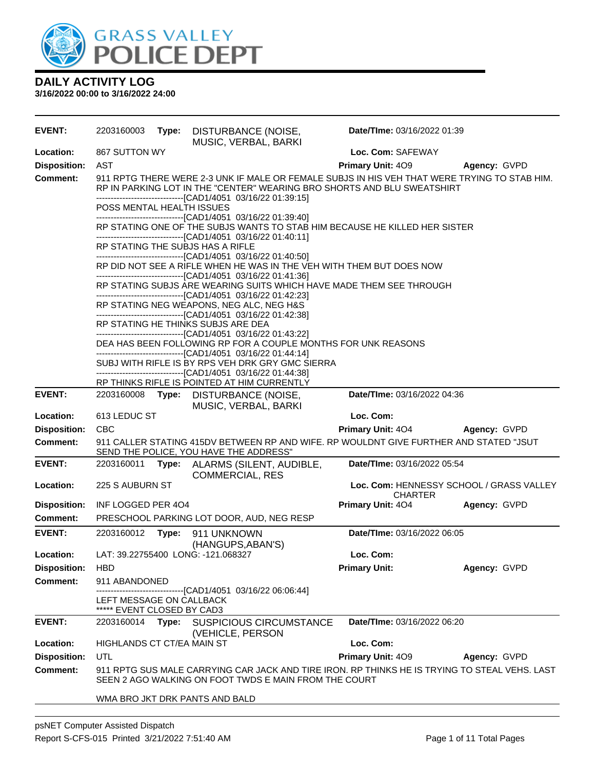# GRASS VALLEY POLICE DEPT

## DAILY ACTIVITY LOG
**3/16/2022 00:00 to 3/16/2022 24:00**

---

**EVENT:** 2203160003 **Type:** DISTURBANCE (NOISE, MUSIC, VERBAL, BARKI **Date/TIme:** 03/16/2022 01:39
**Location:** 867 SUTTON WY **Loc. Com:** SAFEWAY
**Disposition:** AST **Primary Unit:** 4O9 **Agency:** GVPD
**Comment:** 911 RPTG THERE WERE 2-3 UNK IF MALE OR FEMALE SUBJS IN HIS VEH THAT WERE TRYING TO STAB HIM. RP IN PARKING LOT IN THE "CENTER" WEARING BRO SHORTS AND BLU SWEATSHIRT
------------------------------[CAD1/4051 03/16/22 01:39:15]
POSS MENTAL HEALTH ISSUES
------------------------------[CAD1/4051 03/16/22 01:39:40]
RP STATING ONE OF THE SUBJS WANTS TO STAB HIM BECAUSE HE KILLED HER SISTER
------------------------------[CAD1/4051 03/16/22 01:40:11]
RP STATING THE SUBJS HAS A RIFLE
------------------------------[CAD1/4051 03/16/22 01:40:50]
RP DID NOT SEE A RIFLE WHEN HE WAS IN THE VEH WITH THEM BUT DOES NOW
------------------------------[CAD1/4051 03/16/22 01:41:36]
RP STATING SUBJS ARE WEARING SUITS WHICH HAVE MADE THEM SEE THROUGH
------------------------------[CAD1/4051 03/16/22 01:42:23]
RP STATING NEG WEAPONS, NEG ALC, NEG H&S
------------------------------[CAD1/4051 03/16/22 01:42:38]
RP STATING HE THINKS SUBJS ARE DEA
------------------------------[CAD1/4051 03/16/22 01:43:22]
DEA HAS BEEN FOLLOWING RP FOR A COUPLE MONTHS FOR UNK REASONS
------------------------------[CAD1/4051 03/16/22 01:44:14]
SUBJ WITH RIFLE IS BY RPS VEH DRK GRY GMC SIERRA
------------------------------[CAD1/4051 03/16/22 01:44:38]
RP THINKS RIFLE IS POINTED AT HIM CURRENTLY

---

**EVENT:** 2203160008 **Type:** DISTURBANCE (NOISE, MUSIC, VERBAL, BARKI **Date/TIme:** 03/16/2022 04:36
**Location:** 613 LEDUC ST **Loc. Com:**
**Disposition:** CBC **Primary Unit:** 4O4 **Agency:** GVPD
**Comment:** 911 CALLER STATING 415DV BETWEEN RP AND WIFE. RP WOULDNT GIVE FURTHER AND STATED "JSUT SEND THE POLICE, YOU HAVE THE ADDRESS"

---

**EVENT:** 2203160011 **Type:** ALARMS (SILENT, AUDIBLE, COMMERCIAL, RES **Date/TIme:** 03/16/2022 05:54
**Location:** 225 S AUBURN ST **Loc. Com:** HENNESSY SCHOOL / GRASS VALLEY CHARTER
**Disposition:** INF LOGGED PER 4O4 **Primary Unit:** 4O4 **Agency:** GVPD
**Comment:** PRESCHOOL PARKING LOT DOOR, AUD, NEG RESP

---

**EVENT:** 2203160012 **Type:** 911 UNKNOWN (HANGUPS,ABAN'S) **Date/TIme:** 03/16/2022 06:05
**Location:** LAT: 39.22755400 LONG: -121.068327 **Loc. Com:**
**Disposition:** HBD **Primary Unit:** **Agency:** GVPD
**Comment:** 911 ABANDONED
------------------------------[CAD1/4051 03/16/22 06:06:44]
LEFT MESSAGE ON CALLBACK
***** EVENT CLOSED BY CAD3

---

**EVENT:** 2203160014 **Type:** SUSPICIOUS CIRCUMSTANCE (VEHICLE, PERSON **Date/TIme:** 03/16/2022 06:20
**Location:** HIGHLANDS CT CT/EA MAIN ST **Loc. Com:**
**Disposition:** UTL **Primary Unit:** 4O9 **Agency:** GVPD
**Comment:** 911 RPTG SUS MALE CARRYING CAR JACK AND TIRE IRON. RP THINKS HE IS TRYING TO STEAL VEHS. LAST SEEN 2 AGO WALKING ON FOOT TWDS E MAIN FROM THE COURT

WMA BRO JKT DRK PANTS AND BALD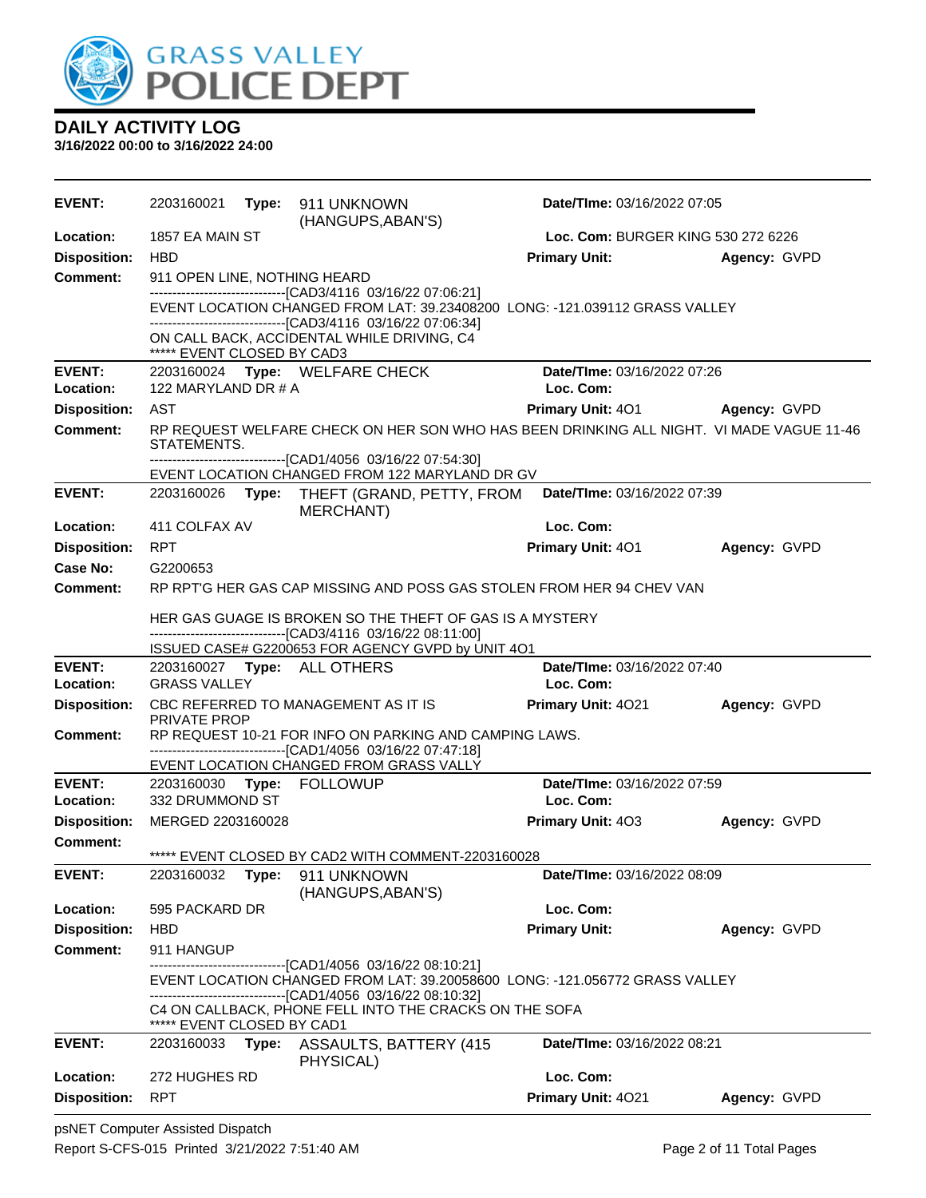# DAILY ACTIVITY LOG

**3/16/2022 00:00 to 3/16/2022 24:00**

---

**EVENT:** 2203160021 **Type:** 911 UNKNOWN (HANGUPS,ABAN'S) **Date/TIme:** 03/16/2022 07:05
**Location:** 1857 EA MAIN ST **Loc. Com:** BURGER KING 530 272 6226
**Disposition:** HBD **Primary Unit:** **Agency:** GVPD
**Comment:** 911 OPEN LINE, NOTHING HEARD
------------------------------[CAD3/4116 03/16/22 07:06:21]
EVENT LOCATION CHANGED FROM LAT: 39.23408200 LONG: -121.039112 GRASS VALLEY
------------------------------[CAD3/4116 03/16/22 07:06:34]
ON CALL BACK, ACCIDENTAL WHILE DRIVING, C4
***** EVENT CLOSED BY CAD3

---

**EVENT:** 2203160024 **Type:** WELFARE CHECK **Date/TIme:** 03/16/2022 07:26
**Location:** 122 MARYLAND DR # A **Loc. Com:**
**Disposition:** AST **Primary Unit:** 4O1 **Agency:** GVPD
**Comment:** RP REQUEST WELFARE CHECK ON HER SON WHO HAS BEEN DRINKING ALL NIGHT. VI MADE VAGUE 11-46 STATEMENTS.
------------------------------[CAD1/4056 03/16/22 07:54:30]
EVENT LOCATION CHANGED FROM 122 MARYLAND DR GV

---

**EVENT:** 2203160026 **Type:** THEFT (GRAND, PETTY, FROM MERCHANT) **Date/TIme:** 03/16/2022 07:39
**Location:** 411 COLFAX AV **Loc. Com:**
**Disposition:** RPT **Primary Unit:** 4O1 **Agency:** GVPD
**Case No:** G2200653
**Comment:** RP RPT'G HER GAS CAP MISSING AND POSS GAS STOLEN FROM HER 94 CHEV VAN

HER GAS GUAGE IS BROKEN SO THE THEFT OF GAS IS A MYSTERY
------------------------------[CAD3/4116 03/16/22 08:11:00]
ISSUED CASE# G2200653 FOR AGENCY GVPD by UNIT 4O1

---

**EVENT:** 2203160027 **Type:** ALL OTHERS **Date/TIme:** 03/16/2022 07:40
**Location:** GRASS VALLEY **Loc. Com:**
**Disposition:** CBC REFERRED TO MANAGEMENT AS IT IS PRIVATE PROP **Primary Unit:** 4O21 **Agency:** GVPD
**Comment:** RP REQUEST 10-21 FOR INFO ON PARKING AND CAMPING LAWS.
------------------------------[CAD1/4056 03/16/22 07:47:18]
EVENT LOCATION CHANGED FROM GRASS VALLY

---

**EVENT:** 2203160030 **Type:** FOLLOWUP **Date/TIme:** 03/16/2022 07:59
**Location:** 332 DRUMMOND ST **Loc. Com:**
**Disposition:** MERGED 2203160028 **Primary Unit:** 4O3 **Agency:** GVPD
**Comment:**
***** EVENT CLOSED BY CAD2 WITH COMMENT-2203160028

---

**EVENT:** 2203160032 **Type:** 911 UNKNOWN (HANGUPS,ABAN'S) **Date/TIme:** 03/16/2022 08:09
**Location:** 595 PACKARD DR **Loc. Com:**
**Disposition:** HBD **Primary Unit:** **Agency:** GVPD
**Comment:** 911 HANGUP
------------------------------[CAD1/4056 03/16/22 08:10:21]
EVENT LOCATION CHANGED FROM LAT: 39.20058600 LONG: -121.056772 GRASS VALLEY
------------------------------[CAD1/4056 03/16/22 08:10:32]
C4 ON CALLBACK, PHONE FELL INTO THE CRACKS ON THE SOFA
***** EVENT CLOSED BY CAD1

---

**EVENT:** 2203160033 **Type:** ASSAULTS, BATTERY (415 PHYSICAL) **Date/TIme:** 03/16/2022 08:21
**Location:** 272 HUGHES RD **Loc. Com:**
**Disposition:** RPT **Primary Unit:** 4O21 **Agency:** GVPD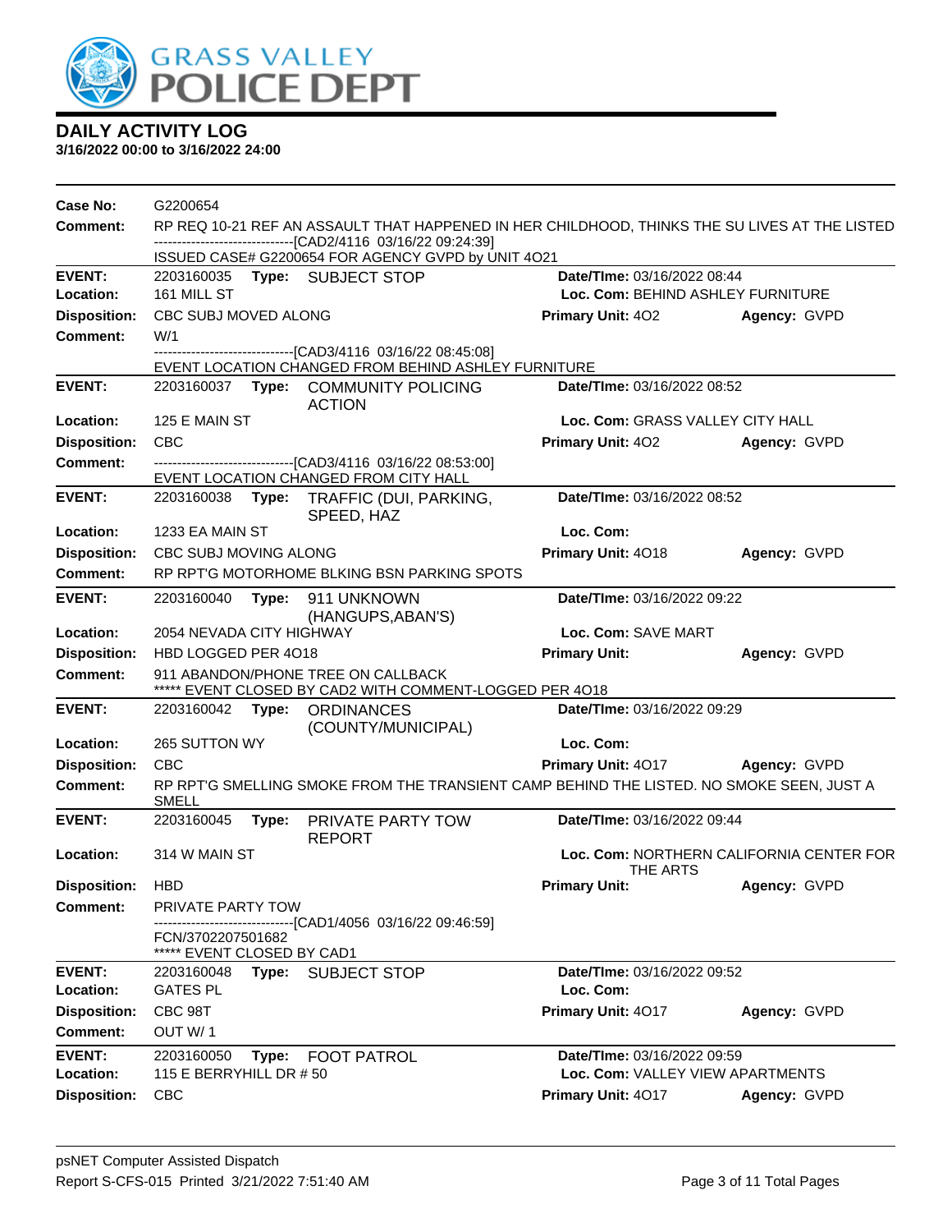# DAILY ACTIVITY LOG

**3/16/2022 00:00 to 3/16/2022 24:00**

**Case No:** G2200654
**Comment:** RP REQ 10-21 REF AN ASSAULT THAT HAPPENED IN HER CHILDHOOD, THINKS THE SU LIVES AT THE LISTED
------------------------------[CAD2/4116 03/16/22 09:24:39]
ISSUED CASE# G2200654 FOR AGENCY GVPD by UNIT 4O21

---

**EVENT:** 2203160035 **Type:** SUBJECT STOP **Date/TIme:** 03/16/2022 08:44
**Location:** 161 MILL ST **Loc. Com:** BEHIND ASHLEY FURNITURE
**Disposition:** CBC SUBJ MOVED ALONG **Primary Unit:** 4O2 **Agency:** GVPD
**Comment:** W/1
------------------------------[CAD3/4116 03/16/22 08:45:08]
EVENT LOCATION CHANGED FROM BEHIND ASHLEY FURNITURE

---

**EVENT:** 2203160037 **Type:** COMMUNITY POLICING ACTION **Date/TIme:** 03/16/2022 08:52
**Location:** 125 E MAIN ST **Loc. Com:** GRASS VALLEY CITY HALL
**Disposition:** CBC **Primary Unit:** 4O2 **Agency:** GVPD
**Comment:** ------------------------------[CAD3/4116 03/16/22 08:53:00]
EVENT LOCATION CHANGED FROM CITY HALL

---

**EVENT:** 2203160038 **Type:** TRAFFIC (DUI, PARKING, SPEED, HAZ **Date/TIme:** 03/16/2022 08:52
**Location:** 1233 EA MAIN ST **Loc. Com:**
**Disposition:** CBC SUBJ MOVING ALONG **Primary Unit:** 4O18 **Agency:** GVPD
**Comment:** RP RPT'G MOTORHOME BLKING BSN PARKING SPOTS

---

**EVENT:** 2203160040 **Type:** 911 UNKNOWN (HANGUPS,ABAN'S) **Date/TIme:** 03/16/2022 09:22
**Location:** 2054 NEVADA CITY HIGHWAY **Loc. Com:** SAVE MART
**Disposition:** HBD LOGGED PER 4O18 **Primary Unit:** **Agency:** GVPD
**Comment:** 911 ABANDON/PHONE TREE ON CALLBACK
***** EVENT CLOSED BY CAD2 WITH COMMENT-LOGGED PER 4O18

---

**EVENT:** 2203160042 **Type:** ORDINANCES (COUNTY/MUNICIPAL) **Date/TIme:** 03/16/2022 09:29
**Location:** 265 SUTTON WY **Loc. Com:**
**Disposition:** CBC **Primary Unit:** 4O17 **Agency:** GVPD
**Comment:** RP RPT'G SMELLING SMOKE FROM THE TRANSIENT CAMP BEHIND THE LISTED. NO SMOKE SEEN, JUST A SMELL

---

**EVENT:** 2203160045 **Type:** PRIVATE PARTY TOW REPORT **Date/TIme:** 03/16/2022 09:44
**Location:** 314 W MAIN ST **Loc. Com:** NORTHERN CALIFORNIA CENTER FOR THE ARTS
**Disposition:** HBD **Primary Unit:** **Agency:** GVPD
**Comment:** PRIVATE PARTY TOW
------------------------------[CAD1/4056 03/16/22 09:46:59]
FCN/3702207501682
***** EVENT CLOSED BY CAD1

---

**EVENT:** 2203160048 **Type:** SUBJECT STOP **Date/TIme:** 03/16/2022 09:52
**Location:** GATES PL **Loc. Com:**
**Disposition:** CBC 98T **Primary Unit:** 4O17 **Agency:** GVPD
**Comment:** OUT W/ 1

---

**EVENT:** 2203160050 **Type:** FOOT PATROL **Date/TIme:** 03/16/2022 09:59
**Location:** 115 E BERRYHILL DR # 50 **Loc. Com:** VALLEY VIEW APARTMENTS
**Disposition:** CBC **Primary Unit:** 4O17 **Agency:** GVPD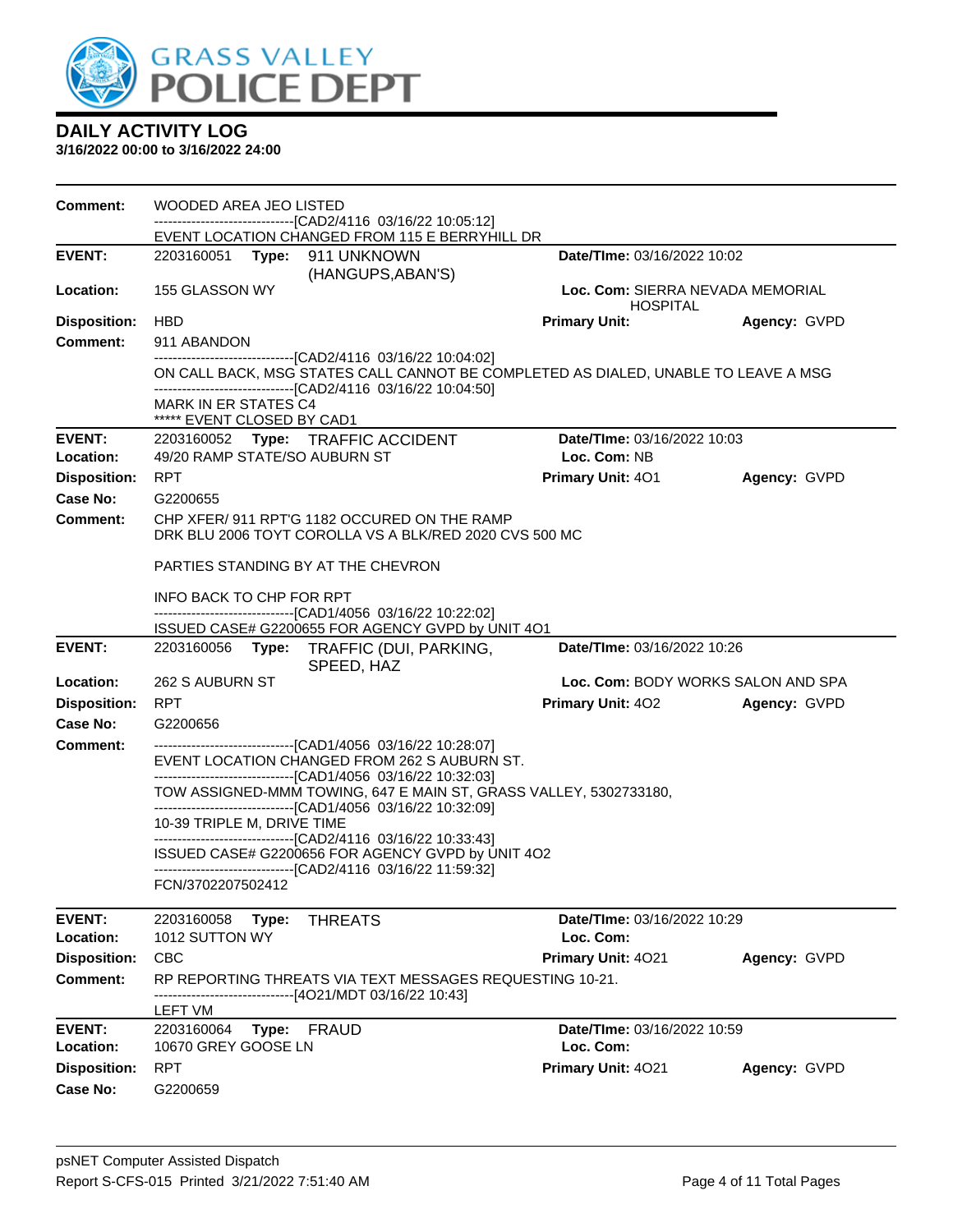# DAILY ACTIVITY LOG

**3/16/2022 00:00 to 3/16/2022 24:00**

**Comment:** WOODED AREA JEO LISTED
------------------------------[CAD2/4116 03/16/22 10:05:12]
EVENT LOCATION CHANGED FROM 115 E BERRYHILL DR

---

**EVENT:** 2203160051 **Type:** 911 UNKNOWN (HANGUPS,ABAN'S) **Date/TIme:** 03/16/2022 10:02
**Location:** 155 GLASSON WY **Loc. Com:** SIERRA NEVADA MEMORIAL HOSPITAL
**Disposition:** HBD **Primary Unit:** **Agency:** GVPD
**Comment:** 911 ABANDON
------------------------------[CAD2/4116 03/16/22 10:04:02]
ON CALL BACK, MSG STATES CALL CANNOT BE COMPLETED AS DIALED, UNABLE TO LEAVE A MSG
------------------------------[CAD2/4116 03/16/22 10:04:50]
MARK IN ER STATES C4
***** EVENT CLOSED BY CAD1

---

**EVENT:** 2203160052 **Type:** TRAFFIC ACCIDENT **Date/TIme:** 03/16/2022 10:03
**Location:** 49/20 RAMP STATE/SO AUBURN ST **Loc. Com:** NB
**Disposition:** RPT **Primary Unit:** 4O1 **Agency:** GVPD
**Case No:** G2200655
**Comment:** CHP XFER/ 911 RPT'G 1182 OCCURED ON THE RAMP
DRK BLU 2006 TOYT COROLLA VS A BLK/RED 2020 CVS 500 MC

PARTIES STANDING BY AT THE CHEVRON

INFO BACK TO CHP FOR RPT
------------------------------[CAD1/4056 03/16/22 10:22:02]
ISSUED CASE# G2200655 FOR AGENCY GVPD by UNIT 4O1

---

**EVENT:** 2203160056 **Type:** TRAFFIC (DUI, PARKING, SPEED, HAZ **Date/TIme:** 03/16/2022 10:26
**Location:** 262 S AUBURN ST **Loc. Com:** BODY WORKS SALON AND SPA
**Disposition:** RPT **Primary Unit:** 4O2 **Agency:** GVPD
**Case No:** G2200656
**Comment:**
------------------------------[CAD1/4056 03/16/22 10:28:07]
EVENT LOCATION CHANGED FROM 262 S AUBURN ST.
------------------------------[CAD1/4056 03/16/22 10:32:03]
TOW ASSIGNED-MMM TOWING, 647 E MAIN ST, GRASS VALLEY, 5302733180,
------------------------------[CAD1/4056 03/16/22 10:32:09]
10-39 TRIPLE M, DRIVE TIME
------------------------------[CAD2/4116 03/16/22 10:33:43]
ISSUED CASE# G2200656 FOR AGENCY GVPD by UNIT 4O2
------------------------------[CAD2/4116 03/16/22 11:59:32]
FCN/3702207502412

---

**EVENT:** 2203160058 **Type:** THREATS **Date/TIme:** 03/16/2022 10:29
**Location:** 1012 SUTTON WY **Loc. Com:**
**Disposition:** CBC **Primary Unit:** 4O21 **Agency:** GVPD
**Comment:** RP REPORTING THREATS VIA TEXT MESSAGES REQUESTING 10-21.
------------------------------[4O21/MDT 03/16/22 10:43]
LEFT VM

---

**EVENT:** 2203160064 **Type:** FRAUD **Date/TIme:** 03/16/2022 10:59
**Location:** 10670 GREY GOOSE LN **Loc. Com:**
**Disposition:** RPT **Primary Unit:** 4O21 **Agency:** GVPD
**Case No:** G2200659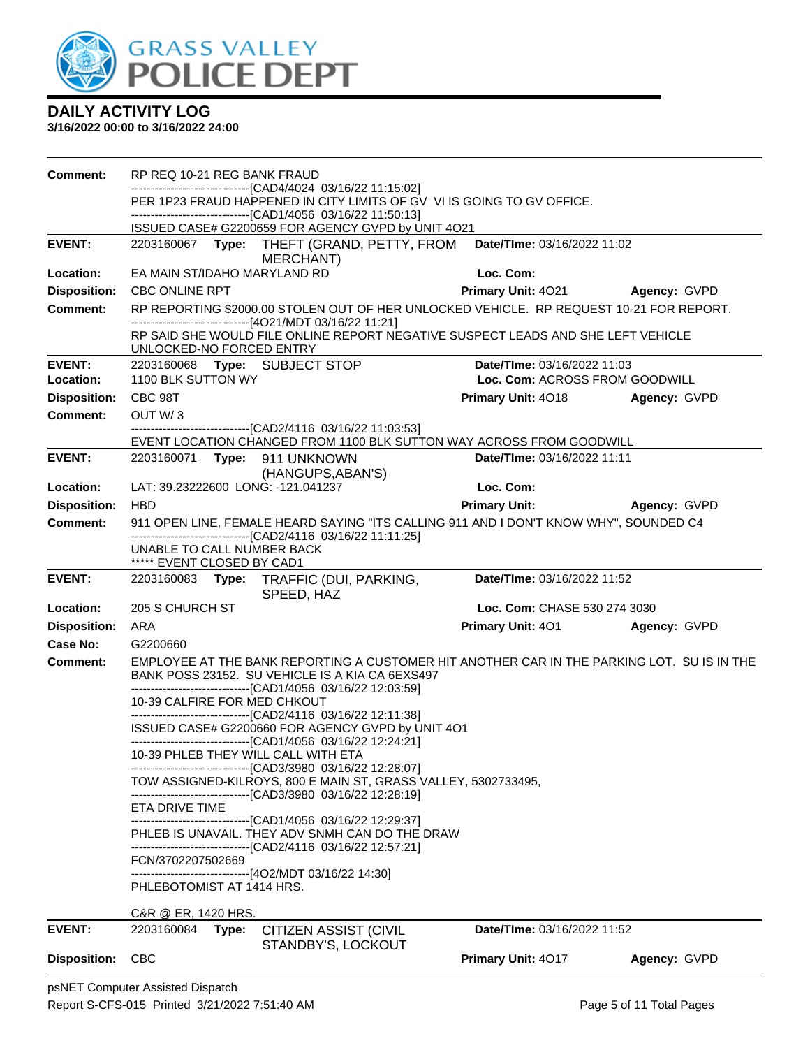# DAILY ACTIVITY LOG

**3/16/2022 00:00 to 3/16/2022 24:00**

**Comment:** RP REQ 10-21 REG BANK FRAUD
------------------------------[CAD4/4024 03/16/22 11:15:02]
PER 1P23 FRAUD HAPPENED IN CITY LIMITS OF GV VI IS GOING TO GV OFFICE.
------------------------------[CAD1/4056 03/16/22 11:50:13]
ISSUED CASE# G2200659 FOR AGENCY GVPD by UNIT 4O21

---

**EVENT:** 2203160067 **Type:** THEFT (GRAND, PETTY, FROM MERCHANT) **Date/TIme:** 03/16/2022 11:02
**Location:** EA MAIN ST/IDAHO MARYLAND RD **Loc. Com:**
**Disposition:** CBC ONLINE RPT **Primary Unit:** 4O21 **Agency:** GVPD
**Comment:** RP REPORTING $2000.00 STOLEN OUT OF HER UNLOCKED VEHICLE. RP REQUEST 10-21 FOR REPORT.
------------------------------[4O21/MDT 03/16/22 11:21]
RP SAID SHE WOULD FILE ONLINE REPORT NEGATIVE SUSPECT LEADS AND SHE LEFT VEHICLE UNLOCKED-NO FORCED ENTRY

---

**EVENT:** 2203160068 **Type:** SUBJECT STOP **Date/TIme:** 03/16/2022 11:03
**Location:** 1100 BLK SUTTON WY **Loc. Com:** ACROSS FROM GOODWILL
**Disposition:** CBC 98T **Primary Unit:** 4O18 **Agency:** GVPD
**Comment:** OUT W/ 3
------------------------------[CAD2/4116 03/16/22 11:03:53]
EVENT LOCATION CHANGED FROM 1100 BLK SUTTON WAY ACROSS FROM GOODWILL

---

**EVENT:** 2203160071 **Type:** 911 UNKNOWN (HANGUPS,ABAN'S) **Date/TIme:** 03/16/2022 11:11
**Location:** LAT: 39.23222600 LONG: -121.041237 **Loc. Com:**
**Disposition:** HBD **Primary Unit:** **Agency:** GVPD
**Comment:** 911 OPEN LINE, FEMALE HEARD SAYING "ITS CALLING 911 AND I DON'T KNOW WHY", SOUNDED C4
------------------------------[CAD2/4116 03/16/22 11:11:25]
UNABLE TO CALL NUMBER BACK
***** EVENT CLOSED BY CAD1

---

**EVENT:** 2203160083 **Type:** TRAFFIC (DUI, PARKING, SPEED, HAZ **Date/TIme:** 03/16/2022 11:52
**Location:** 205 S CHURCH ST **Loc. Com:** CHASE 530 274 3030
**Disposition:** ARA **Primary Unit:** 4O1 **Agency:** GVPD
**Case No:** G2200660
**Comment:** EMPLOYEE AT THE BANK REPORTING A CUSTOMER HIT ANOTHER CAR IN THE PARKING LOT. SU IS IN THE BANK POSS 23152. SU VEHICLE IS A KIA CA 6EXS497
------------------------------[CAD1/4056 03/16/22 12:03:59]
10-39 CALFIRE FOR MED CHKOUT
------------------------------[CAD2/4116 03/16/22 12:11:38]
ISSUED CASE# G2200660 FOR AGENCY GVPD by UNIT 4O1
------------------------------[CAD1/4056 03/16/22 12:24:21]
10-39 PHLEB THEY WILL CALL WITH ETA
------------------------------[CAD3/3980 03/16/22 12:28:07]
TOW ASSIGNED-KILROYS, 800 E MAIN ST, GRASS VALLEY, 5302733495,
------------------------------[CAD3/3980 03/16/22 12:28:19]
ETA DRIVE TIME
------------------------------[CAD1/4056 03/16/22 12:29:37]
PHLEB IS UNAVAIL. THEY ADV SNMH CAN DO THE DRAW
------------------------------[CAD2/4116 03/16/22 12:57:21]
FCN/3702207502669
------------------------------[4O2/MDT 03/16/22 14:30]
PHLEBOTOMIST AT 1414 HRS.

C&R @ ER, 1420 HRS.

---

**EVENT:** 2203160084 **Type:** CITIZEN ASSIST (CIVIL STANDBY'S, LOCKOUT **Date/TIme:** 03/16/2022 11:52
**Disposition:** CBC **Primary Unit:** 4O17 **Agency:** GVPD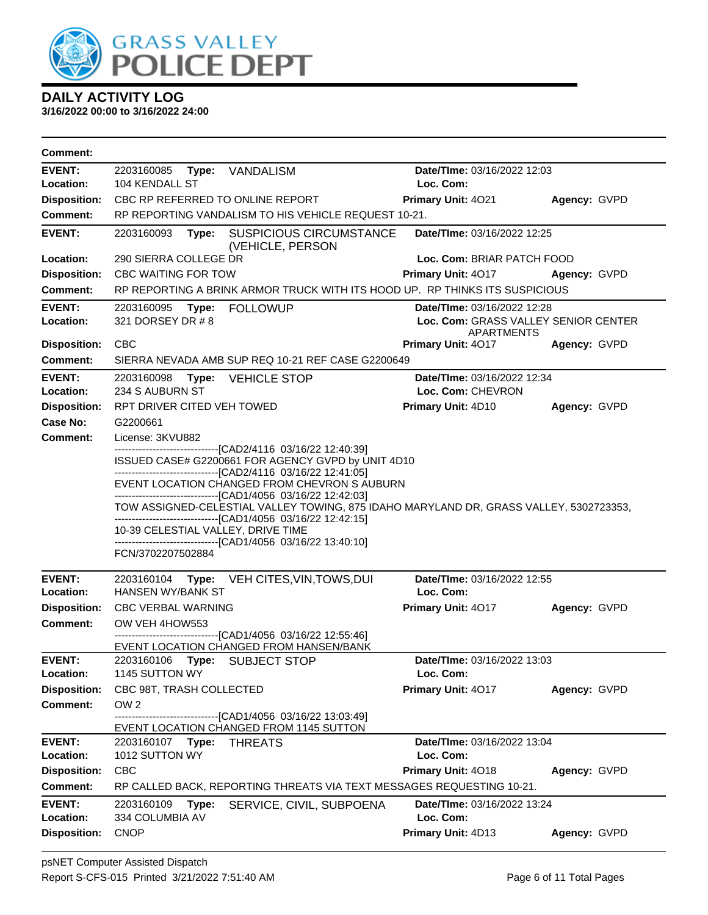# DAILY ACTIVITY LOG

**3/16/2022 00:00 to 3/16/2022 24:00**

**Comment:**

**EVENT:** 2203160085 **Type:** VANDALISM **Date/TIme:** 03/16/2022 12:03
**Location:** 104 KENDALL ST **Loc. Com:**
**Disposition:** CBC RP REFERRED TO ONLINE REPORT **Primary Unit:** 4O21 **Agency:** GVPD
**Comment:** RP REPORTING VANDALISM TO HIS VEHICLE REQUEST 10-21.

**EVENT:** 2203160093 **Type:** SUSPICIOUS CIRCUMSTANCE (VEHICLE, PERSON **Date/TIme:** 03/16/2022 12:25
**Location:** 290 SIERRA COLLEGE DR **Loc. Com:** BRIAR PATCH FOOD
**Disposition:** CBC WAITING FOR TOW **Primary Unit:** 4O17 **Agency:** GVPD
**Comment:** RP REPORTING A BRINK ARMOR TRUCK WITH ITS HOOD UP. RP THINKS ITS SUSPICIOUS

**EVENT:** 2203160095 **Type:** FOLLOWUP **Date/TIme:** 03/16/2022 12:28
**Location:** 321 DORSEY DR # 8 **Loc. Com:** GRASS VALLEY SENIOR CENTER APARTMENTS
**Disposition:** CBC **Primary Unit:** 4O17 **Agency:** GVPD
**Comment:** SIERRA NEVADA AMB SUP REQ 10-21 REF CASE G2200649

**EVENT:** 2203160098 **Type:** VEHICLE STOP **Date/TIme:** 03/16/2022 12:34
**Location:** 234 S AUBURN ST **Loc. Com:** CHEVRON
**Disposition:** RPT DRIVER CITED VEH TOWED **Primary Unit:** 4D10 **Agency:** GVPD
**Case No:** G2200661
**Comment:** License: 3KVU882

------------------------------[CAD2/4116 03/16/22 12:40:39]
ISSUED CASE# G2200661 FOR AGENCY GVPD by UNIT 4D10
------------------------------[CAD2/4116 03/16/22 12:41:05]
EVENT LOCATION CHANGED FROM CHEVRON S AUBURN
------------------------------[CAD1/4056 03/16/22 12:42:03]
TOW ASSIGNED-CELESTIAL VALLEY TOWING, 875 IDAHO MARYLAND DR, GRASS VALLEY, 5302723353,
------------------------------[CAD1/4056 03/16/22 12:42:15]
10-39 CELESTIAL VALLEY, DRIVE TIME
------------------------------[CAD1/4056 03/16/22 13:40:10]
FCN/3702207502884

**EVENT:** 2203160104 **Type:** VEH CITES,VIN,TOWS,DUI **Date/TIme:** 03/16/2022 12:55
**Location:** HANSEN WY/BANK ST **Loc. Com:**
**Disposition:** CBC VERBAL WARNING **Primary Unit:** 4O17 **Agency:** GVPD
**Comment:** OW VEH 4HOW553

------------------------------[CAD1/4056 03/16/22 12:55:46]
EVENT LOCATION CHANGED FROM HANSEN/BANK

**EVENT:** 2203160106 **Type:** SUBJECT STOP **Date/TIme:** 03/16/2022 13:03
**Location:** 1145 SUTTON WY **Loc. Com:**
**Disposition:** CBC 98T, TRASH COLLECTED **Primary Unit:** 4O17 **Agency:** GVPD
**Comment:** OW 2

------------------------------[CAD1/4056 03/16/22 13:03:49]
EVENT LOCATION CHANGED FROM 1145 SUTTON

**EVENT:** 2203160107 **Type:** THREATS **Date/TIme:** 03/16/2022 13:04
**Location:** 1012 SUTTON WY **Loc. Com:**
**Disposition:** CBC **Primary Unit:** 4O18 **Agency:** GVPD
**Comment:** RP CALLED BACK, REPORTING THREATS VIA TEXT MESSAGES REQUESTING 10-21.

**EVENT:** 2203160109 **Type:** SERVICE, CIVIL, SUBPOENA **Date/TIme:** 03/16/2022 13:24
**Location:** 334 COLUMBIA AV **Loc. Com:**
**Disposition:** CNOP **Primary Unit:** 4D13 **Agency:** GVPD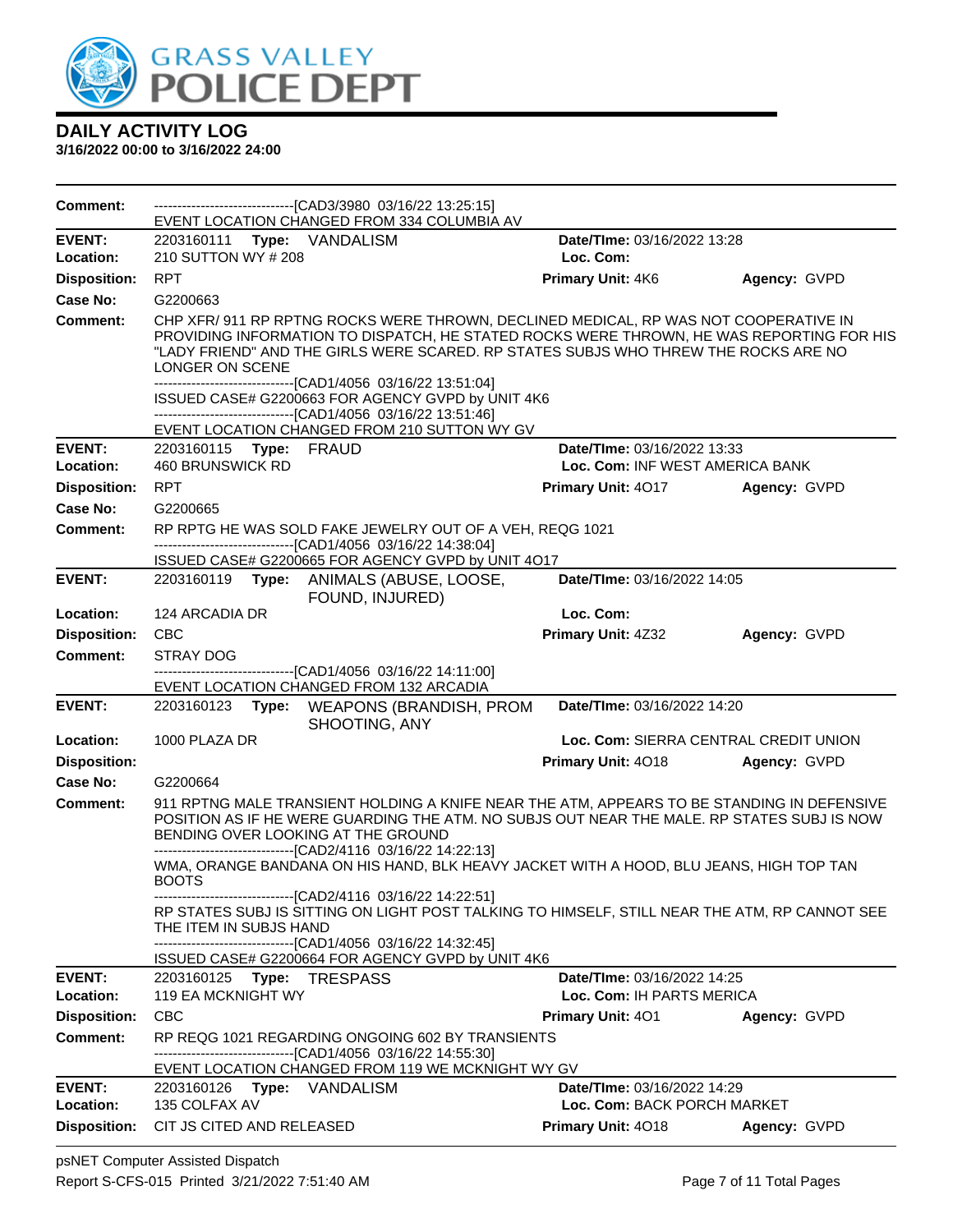# DAILY ACTIVITY LOG

**3/16/2022 00:00 to 3/16/2022 24:00**

**Comment:** -------------------------------[CAD3/3980 03/16/22 13:25:15]
EVENT LOCATION CHANGED FROM 334 COLUMBIA AV

---

**EVENT:** 2203160111 **Type:** VANDALISM **Date/TIme:** 03/16/2022 13:28
**Location:** 210 SUTTON WY # 208 **Loc. Com:**
**Disposition:** RPT **Primary Unit:** 4K6 **Agency:** GVPD
**Case No:** G2200663
**Comment:** CHP XFR/ 911 RP RPTNG ROCKS WERE THROWN, DECLINED MEDICAL, RP WAS NOT COOPERATIVE IN PROVIDING INFORMATION TO DISPATCH, HE STATED ROCKS WERE THROWN, HE WAS REPORTING FOR HIS "LADY FRIEND" AND THE GIRLS WERE SCARED. RP STATES SUBJS WHO THREW THE ROCKS ARE NO LONGER ON SCENE
-------------------------------[CAD1/4056 03/16/22 13:51:04]
ISSUED CASE# G2200663 FOR AGENCY GVPD by UNIT 4K6
-------------------------------[CAD1/4056 03/16/22 13:51:46]
EVENT LOCATION CHANGED FROM 210 SUTTON WY GV

---

**EVENT:** 2203160115 **Type:** FRAUD **Date/TIme:** 03/16/2022 13:33
**Location:** 460 BRUNSWICK RD **Loc. Com:** INF WEST AMERICA BANK
**Disposition:** RPT **Primary Unit:** 4O17 **Agency:** GVPD
**Case No:** G2200665
**Comment:** RP RPTG HE WAS SOLD FAKE JEWELRY OUT OF A VEH, REQG 1021
-------------------------------[CAD1/4056 03/16/22 14:38:04]
ISSUED CASE# G2200665 FOR AGENCY GVPD by UNIT 4O17

---

**EVENT:** 2203160119 **Type:** ANIMALS (ABUSE, LOOSE, FOUND, INJURED) **Date/TIme:** 03/16/2022 14:05
**Location:** 124 ARCADIA DR **Loc. Com:**
**Disposition:** CBC **Primary Unit:** 4Z32 **Agency:** GVPD
**Comment:** STRAY DOG
-------------------------------[CAD1/4056 03/16/22 14:11:00]
EVENT LOCATION CHANGED FROM 132 ARCADIA

---

**EVENT:** 2203160123 **Type:** WEAPONS (BRANDISH, PROM SHOOTING, ANY **Date/TIme:** 03/16/2022 14:20
**Location:** 1000 PLAZA DR **Loc. Com:** SIERRA CENTRAL CREDIT UNION
**Disposition:** **Primary Unit:** 4O18 **Agency:** GVPD
**Case No:** G2200664
**Comment:** 911 RPTNG MALE TRANSIENT HOLDING A KNIFE NEAR THE ATM, APPEARS TO BE STANDING IN DEFENSIVE POSITION AS IF HE WERE GUARDING THE ATM. NO SUBJS OUT NEAR THE MALE. RP STATES SUBJ IS NOW BENDING OVER LOOKING AT THE GROUND
-------------------------------[CAD2/4116 03/16/22 14:22:13]
WMA, ORANGE BANDANA ON HIS HAND, BLK HEAVY JACKET WITH A HOOD, BLU JEANS, HIGH TOP TAN BOOTS
-------------------------------[CAD2/4116 03/16/22 14:22:51]
RP STATES SUBJ IS SITTING ON LIGHT POST TALKING TO HIMSELF, STILL NEAR THE ATM, RP CANNOT SEE THE ITEM IN SUBJS HAND
-------------------------------[CAD1/4056 03/16/22 14:32:45]
ISSUED CASE# G2200664 FOR AGENCY GVPD by UNIT 4K6

---

**EVENT:** 2203160125 **Type:** TRESPASS **Date/TIme:** 03/16/2022 14:25
**Location:** 119 EA MCKNIGHT WY **Loc. Com:** IH PARTS MERICA
**Disposition:** CBC **Primary Unit:** 4O1 **Agency:** GVPD
**Comment:** RP REQG 1021 REGARDING ONGOING 602 BY TRANSIENTS
-------------------------------[CAD1/4056 03/16/22 14:55:30]
EVENT LOCATION CHANGED FROM 119 WE MCKNIGHT WY GV

---

**EVENT:** 2203160126 **Type:** VANDALISM **Date/TIme:** 03/16/2022 14:29
**Location:** 135 COLFAX AV **Loc. Com:** BACK PORCH MARKET
**Disposition:** CIT JS CITED AND RELEASED **Primary Unit:** 4O18 **Agency:** GVPD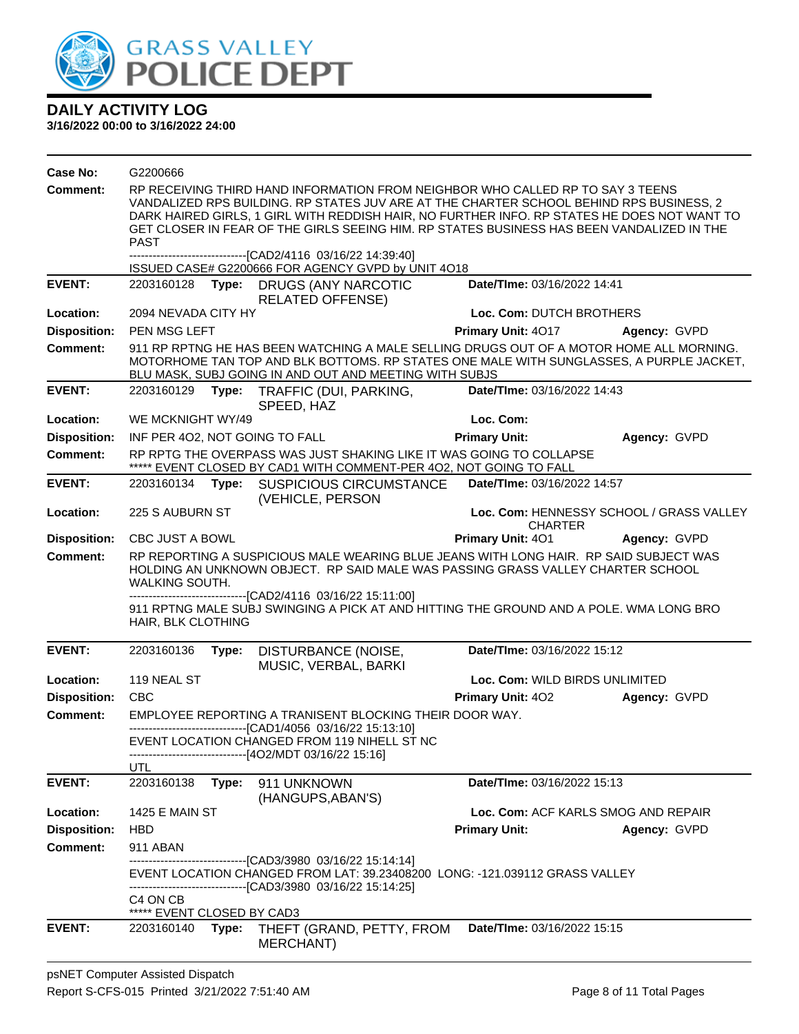# DAILY ACTIVITY LOG

**3/16/2022 00:00 to 3/16/2022 24:00**

**Case No:** G2200666

**Comment:** RP RECEIVING THIRD HAND INFORMATION FROM NEIGHBOR WHO CALLED RP TO SAY 3 TEENS VANDALIZED RPS BUILDING. RP STATES JUV ARE AT THE CHARTER SCHOOL BEHIND RPS BUSINESS, 2 DARK HAIRED GIRLS, 1 GIRL WITH REDDISH HAIR, NO FURTHER INFO. RP STATES HE DOES NOT WANT TO GET CLOSER IN FEAR OF THE GIRLS SEEING HIM. RP STATES BUSINESS HAS BEEN VANDALIZED IN THE PAST

------------------------------[CAD2/4116 03/16/22 14:39:40]

ISSUED CASE# G2200666 FOR AGENCY GVPD by UNIT 4O18

---

**EVENT:** 2203160128 **Type:** DRUGS (ANY NARCOTIC RELATED OFFENSE) **Date/TIme:** 03/16/2022 14:41

**Location:** 2094 NEVADA CITY HY **Loc. Com:** DUTCH BROTHERS

**Disposition:** PEN MSG LEFT **Primary Unit:** 4O17 **Agency:** GVPD

**Comment:** 911 RP RPTNG HE HAS BEEN WATCHING A MALE SELLING DRUGS OUT OF A MOTOR HOME ALL MORNING. MOTORHOME TAN TOP AND BLK BOTTOMS. RP STATES ONE MALE WITH SUNGLASSES, A PURPLE JACKET, BLU MASK, SUBJ GOING IN AND OUT AND MEETING WITH SUBJS

---

**EVENT:** 2203160129 **Type:** TRAFFIC (DUI, PARKING, SPEED, HAZ **Date/TIme:** 03/16/2022 14:43

**Location:** WE MCKNIGHT WY/49 **Loc. Com:**

**Disposition:** INF PER 4O2, NOT GOING TO FALL **Primary Unit:** **Agency:** GVPD

**Comment:** RP RPTG THE OVERPASS WAS JUST SHAKING LIKE IT WAS GOING TO COLLAPSE

***** EVENT CLOSED BY CAD1 WITH COMMENT-PER 4O2, NOT GOING TO FALL

---

**EVENT:** 2203160134 **Type:** SUSPICIOUS CIRCUMSTANCE (VEHICLE, PERSON **Date/TIme:** 03/16/2022 14:57

**Location:** 225 S AUBURN ST **Loc. Com:** HENNESSY SCHOOL / GRASS VALLEY CHARTER

**Disposition:** CBC JUST A BOWL **Primary Unit:** 4O1 **Agency:** GVPD

**Comment:** RP REPORTING A SUSPICIOUS MALE WEARING BLUE JEANS WITH LONG HAIR. RP SAID SUBJECT WAS HOLDING AN UNKNOWN OBJECT. RP SAID MALE WAS PASSING GRASS VALLEY CHARTER SCHOOL WALKING SOUTH.

------------------------------[CAD2/4116 03/16/22 15:11:00]

911 RPTNG MALE SUBJ SWINGING A PICK AT AND HITTING THE GROUND AND A POLE. WMA LONG BRO HAIR, BLK CLOTHING

---

**EVENT:** 2203160136 **Type:** DISTURBANCE (NOISE, MUSIC, VERBAL, BARKI **Date/TIme:** 03/16/2022 15:12

**Location:** 119 NEAL ST **Loc. Com:** WILD BIRDS UNLIMITED

**Disposition:** CBC **Primary Unit:** 4O2 **Agency:** GVPD

**Comment:** EMPLOYEE REPORTING A TRANISENT BLOCKING THEIR DOOR WAY.

------------------------------[CAD1/4056 03/16/22 15:13:10]

EVENT LOCATION CHANGED FROM 119 NIHELL ST NC

------------------------------[4O2/MDT 03/16/22 15:16]

UTL

---

**EVENT:** 2203160138 **Type:** 911 UNKNOWN (HANGUPS,ABAN'S) **Date/TIme:** 03/16/2022 15:13

**Location:** 1425 E MAIN ST **Loc. Com:** ACF KARLS SMOG AND REPAIR

**Disposition:** HBD **Primary Unit:** **Agency:** GVPD

**Comment:** 911 ABAN

------------------------------[CAD3/3980 03/16/22 15:14:14]

EVENT LOCATION CHANGED FROM LAT: 39.23408200 LONG: -121.039112 GRASS VALLEY

------------------------------[CAD3/3980 03/16/22 15:14:25]

C4 ON CB

***** EVENT CLOSED BY CAD3

---

**EVENT:** 2203160140 **Type:** THEFT (GRAND, PETTY, FROM MERCHANT) **Date/TIme:** 03/16/2022 15:15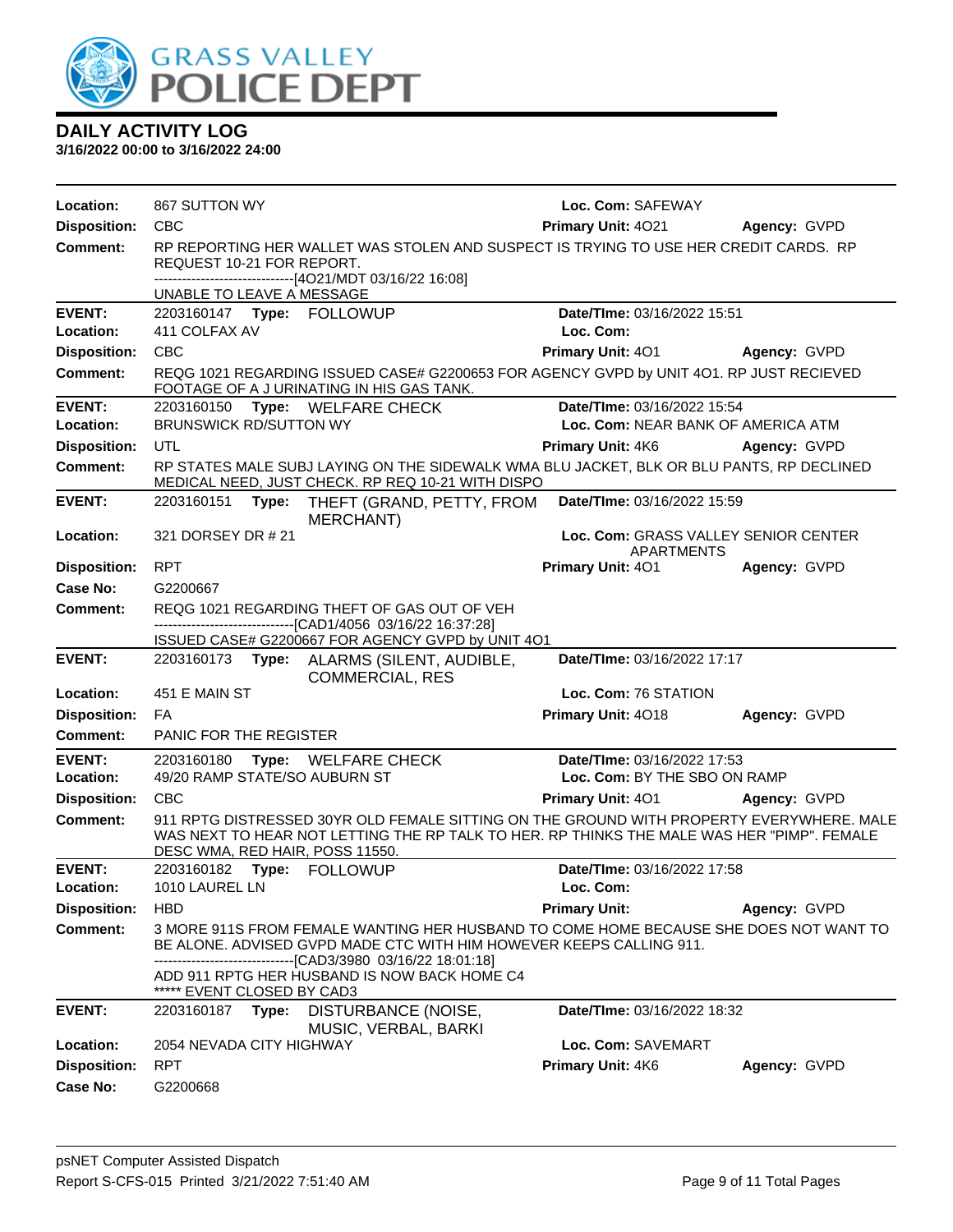# DAILY ACTIVITY LOG

**3/16/2022 00:00 to 3/16/2022 24:00**

| | | | |
|---|---|---|---|
| **Location:** | 867 SUTTON WY | **Loc. Com:** SAFEWAY | |
| **Disposition:** | CBC | **Primary Unit:** 4O21 | **Agency:** GVPD |
| **Comment:** | RP REPORTING HER WALLET WAS STOLEN AND SUSPECT IS TRYING TO USE HER CREDIT CARDS. RP REQUEST 10-21 FOR REPORT.<br>------------------------------[4O21/MDT 03/16/22 16:08]<br>UNABLE TO LEAVE A MESSAGE | | |

| | | | |
|---|---|---|---|
| **EVENT:** | 2203160147 **Type:** FOLLOWUP | **Date/TIme:** 03/16/2022 15:51 | |
| **Location:** | 411 COLFAX AV | **Loc. Com:** | |
| **Disposition:** | CBC | **Primary Unit:** 4O1 | **Agency:** GVPD |
| **Comment:** | REQG 1021 REGARDING ISSUED CASE# G2200653 FOR AGENCY GVPD by UNIT 4O1. RP JUST RECIEVED FOOTAGE OF A J URINATING IN HIS GAS TANK. | | |

| | | | |
|---|---|---|---|
| **EVENT:** | 2203160150 **Type:** WELFARE CHECK | **Date/TIme:** 03/16/2022 15:54 | |
| **Location:** | BRUNSWICK RD/SUTTON WY | **Loc. Com:** NEAR BANK OF AMERICA ATM | |
| **Disposition:** | UTL | **Primary Unit:** 4K6 | **Agency:** GVPD |
| **Comment:** | RP STATES MALE SUBJ LAYING ON THE SIDEWALK WMA BLU JACKET, BLK OR BLU PANTS, RP DECLINED MEDICAL NEED, JUST CHECK. RP REQ 10-21 WITH DISPO | | |

| | | | |
|---|---|---|---|
| **EVENT:** | 2203160151 **Type:** THEFT (GRAND, PETTY, FROM MERCHANT) | **Date/TIme:** 03/16/2022 15:59 | |
| **Location:** | 321 DORSEY DR # 21 | **Loc. Com:** GRASS VALLEY SENIOR CENTER APARTMENTS | |
| **Disposition:** | RPT | **Primary Unit:** 4O1 | **Agency:** GVPD |
| **Case No:** | G2200667 | | |
| **Comment:** | REQG 1021 REGARDING THEFT OF GAS OUT OF VEH<br>------------------------------[CAD1/4056 03/16/22 16:37:28]<br>ISSUED CASE# G2200667 FOR AGENCY GVPD by UNIT 4O1 | | |

| | | | |
|---|---|---|---|
| **EVENT:** | 2203160173 **Type:** ALARMS (SILENT, AUDIBLE, COMMERCIAL, RES | **Date/TIme:** 03/16/2022 17:17 | |
| **Location:** | 451 E MAIN ST | **Loc. Com:** 76 STATION | |
| **Disposition:** | FA | **Primary Unit:** 4O18 | **Agency:** GVPD |
| **Comment:** | PANIC FOR THE REGISTER | | |

| | | | |
|---|---|---|---|
| **EVENT:** | 2203160180 **Type:** WELFARE CHECK | **Date/TIme:** 03/16/2022 17:53 | |
| **Location:** | 49/20 RAMP STATE/SO AUBURN ST | **Loc. Com:** BY THE SBO ON RAMP | |
| **Disposition:** | CBC | **Primary Unit:** 4O1 | **Agency:** GVPD |
| **Comment:** | 911 RPTG DISTRESSED 30YR OLD FEMALE SITTING ON THE GROUND WITH PROPERTY EVERYWHERE. MALE WAS NEXT TO HEAR NOT LETTING THE RP TALK TO HER. RP THINKS THE MALE WAS HER "PIMP". FEMALE DESC WMA, RED HAIR, POSS 11550. | | |

| | | | |
|---|---|---|---|
| **EVENT:** | 2203160182 **Type:** FOLLOWUP | **Date/TIme:** 03/16/2022 17:58 | |
| **Location:** | 1010 LAUREL LN | **Loc. Com:** | |
| **Disposition:** | HBD | **Primary Unit:** | **Agency:** GVPD |
| **Comment:** | 3 MORE 911S FROM FEMALE WANTING HER HUSBAND TO COME HOME BECAUSE SHE DOES NOT WANT TO BE ALONE. ADVISED GVPD MADE CTC WITH HIM HOWEVER KEEPS CALLING 911.<br>------------------------------[CAD3/3980 03/16/22 18:01:18]<br>ADD 911 RPTG HER HUSBAND IS NOW BACK HOME C4<br>***** EVENT CLOSED BY CAD3 | | |

| | | | |
|---|---|---|---|
| **EVENT:** | 2203160187 **Type:** DISTURBANCE (NOISE, MUSIC, VERBAL, BARKI | **Date/TIme:** 03/16/2022 18:32 | |
| **Location:** | 2054 NEVADA CITY HIGHWAY | **Loc. Com:** SAVEMART | |
| **Disposition:** | RPT | **Primary Unit:** 4K6 | **Agency:** GVPD |
| **Case No:** | G2200668 | | |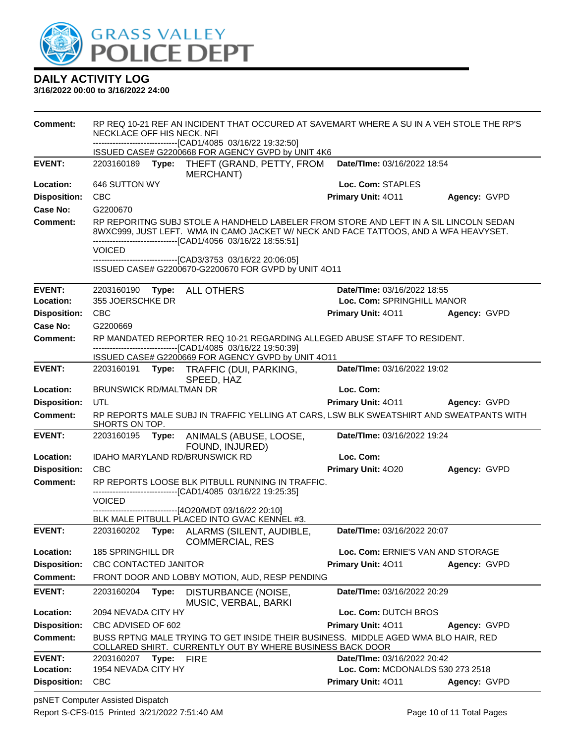# GRASS VALLEY POLICE DEPT

## DAILY ACTIVITY LOG

**3/16/2022 00:00 to 3/16/2022 24:00**

**Comment:** RP REQ 10-21 REF AN INCIDENT THAT OCCURED AT SAVEMART WHERE A SU IN A VEH STOLE THE RP'S NECKLACE OFF HIS NECK. NFI
------------------------------[CAD1/4085 03/16/22 19:32:50]
ISSUED CASE# G2200668 FOR AGENCY GVPD by UNIT 4K6

---

**EVENT:** 2203160189 **Type:** THEFT (GRAND, PETTY, FROM MERCHANT) **Date/TIme:** 03/16/2022 18:54
**Location:** 646 SUTTON WY **Loc. Com:** STAPLES
**Disposition:** CBC **Primary Unit:** 4O11 **Agency:** GVPD
**Case No:** G2200670
**Comment:** RP REPORITNG SUBJ STOLE A HANDHELD LABELER FROM STORE AND LEFT IN A SIL LINCOLN SEDAN 8WXC999, JUST LEFT. WMA IN CAMO JACKET W/ NECK AND FACE TATTOOS, AND A WFA HEAVYSET.
------------------------------[CAD1/4056 03/16/22 18:55:51]
VOICED
------------------------------[CAD3/3753 03/16/22 20:06:05]
ISSUED CASE# G2200670-G2200670 FOR GVPD by UNIT 4O11

---

**EVENT:** 2203160190 **Type:** ALL OTHERS **Date/TIme:** 03/16/2022 18:55
**Location:** 355 JOERSCHKE DR **Loc. Com:** SPRINGHILL MANOR
**Disposition:** CBC **Primary Unit:** 4O11 **Agency:** GVPD
**Case No:** G2200669
**Comment:** RP MANDATED REPORTER REQ 10-21 REGARDING ALLEGED ABUSE STAFF TO RESIDENT.
------------------------------[CAD1/4085 03/16/22 19:50:39]
ISSUED CASE# G2200669 FOR AGENCY GVPD by UNIT 4O11

---

**EVENT:** 2203160191 **Type:** TRAFFIC (DUI, PARKING, SPEED, HAZ **Date/TIme:** 03/16/2022 19:02
**Location:** BRUNSWICK RD/MALTMAN DR **Loc. Com:**
**Disposition:** UTL **Primary Unit:** 4O11 **Agency:** GVPD
**Comment:** RP REPORTS MALE SUBJ IN TRAFFIC YELLING AT CARS, LSW BLK SWEATSHIRT AND SWEATPANTS WITH SHORTS ON TOP.

---

**EVENT:** 2203160195 **Type:** ANIMALS (ABUSE, LOOSE, FOUND, INJURED) **Date/TIme:** 03/16/2022 19:24
**Location:** IDAHO MARYLAND RD/BRUNSWICK RD **Loc. Com:**
**Disposition:** CBC **Primary Unit:** 4O20 **Agency:** GVPD
**Comment:** RP REPORTS LOOSE BLK PITBULL RUNNING IN TRAFFIC.
------------------------------[CAD1/4085 03/16/22 19:25:35]
VOICED
------------------------------[4O20/MDT 03/16/22 20:10]
BLK MALE PITBULL PLACED INTO GVAC KENNEL #3.

---

**EVENT:** 2203160202 **Type:** ALARMS (SILENT, AUDIBLE, COMMERCIAL, RES **Date/TIme:** 03/16/2022 20:07
**Location:** 185 SPRINGHILL DR **Loc. Com:** ERNIE'S VAN AND STORAGE
**Disposition:** CBC CONTACTED JANITOR **Primary Unit:** 4O11 **Agency:** GVPD
**Comment:** FRONT DOOR AND LOBBY MOTION, AUD, RESP PENDING

---

**EVENT:** 2203160204 **Type:** DISTURBANCE (NOISE, MUSIC, VERBAL, BARKI **Date/TIme:** 03/16/2022 20:29
**Location:** 2094 NEVADA CITY HY **Loc. Com:** DUTCH BROS
**Disposition:** CBC ADVISED OF 602 **Primary Unit:** 4O11 **Agency:** GVPD
**Comment:** BUSS RPTNG MALE TRYING TO GET INSIDE THEIR BUSINESS. MIDDLE AGED WMA BLO HAIR, RED COLLARED SHIRT. CURRENTLY OUT BY WHERE BUSINESS BACK DOOR

---

**EVENT:** 2203160207 **Type:** FIRE **Date/TIme:** 03/16/2022 20:42
**Location:** 1954 NEVADA CITY HY **Loc. Com:** MCDONALDS 530 273 2518
**Disposition:** CBC **Primary Unit:** 4O11 **Agency:** GVPD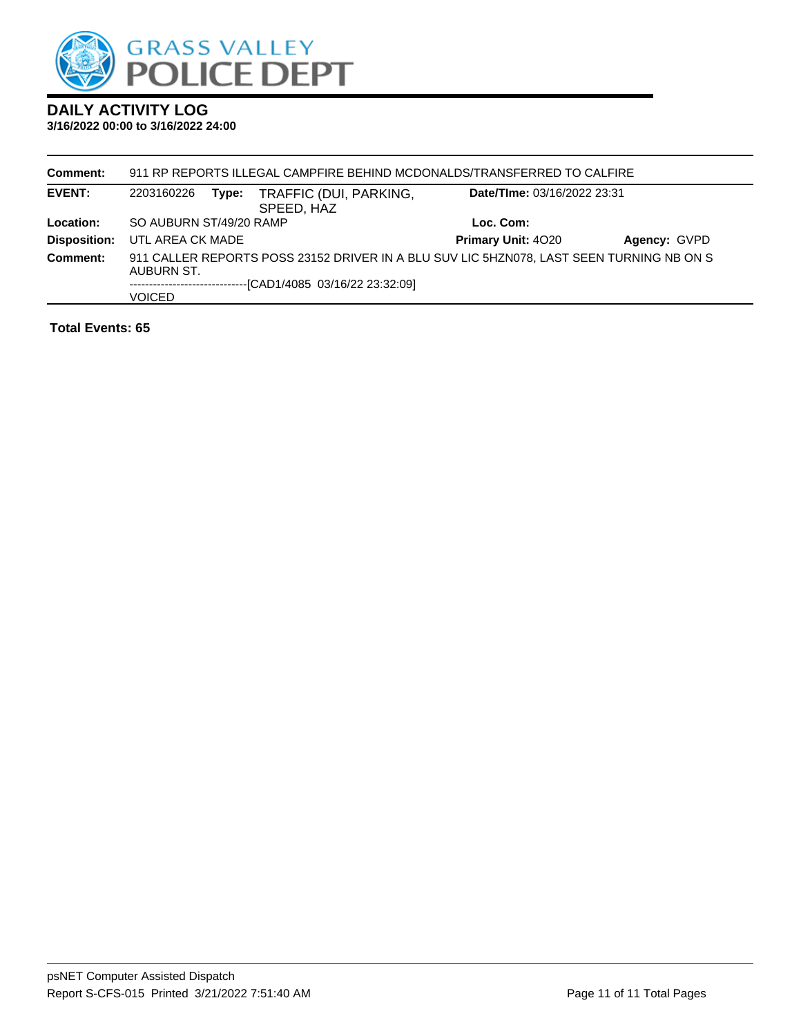GRASS VALLEY POLICE DEPT

**DAILY ACTIVITY LOG**
**3/16/2022 00:00 to 3/16/2022 24:00**

**Comment:** 911 RP REPORTS ILLEGAL CAMPFIRE BEHIND MCDONALDS/TRANSFERRED TO CALFIRE

| | | | |
|---|---|---|---|
| **EVENT:** | 2203160226 **Type:** TRAFFIC (DUI, PARKING, SPEED, HAZ | **Date/TIme:** 03/16/2022 23:31 | |
| **Location:** | SO AUBURN ST/49/20 RAMP | **Loc. Com:** | |
| **Disposition:** | UTL AREA CK MADE | **Primary Unit:** 4O20 | **Agency:** GVPD |
| **Comment:** | 911 CALLER REPORTS POSS 23152 DRIVER IN A BLU SUV LIC 5HZN078, LAST SEEN TURNING NB ON S AUBURN ST.<br>------------------------------[CAD1/4085 03/16/22 23:32:09]<br>VOICED | | |

**Total Events: 65**

psNET Computer Assisted Dispatch
Report S-CFS-015 Printed 3/21/2022 7:51:40 AM